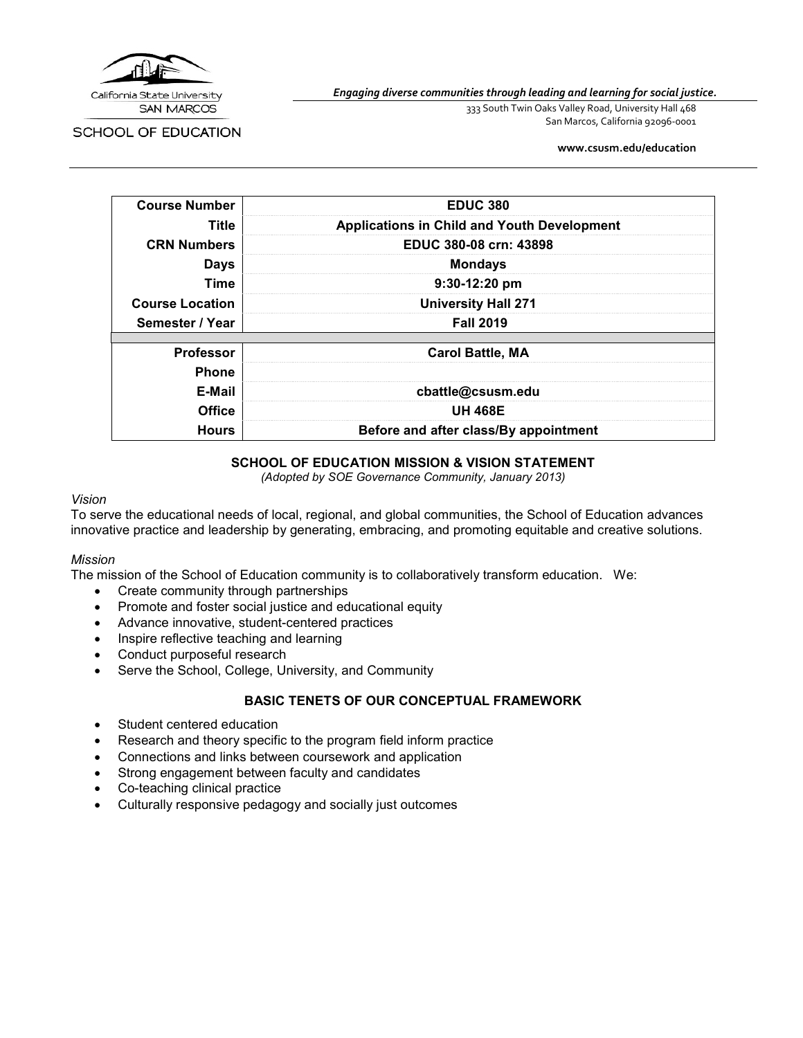California State University SAN MARCOS

SCHOOL OF EDUCATION

*Engaging diverse communities through leading and learning for social justice.*

333 South Twin Oaks Valley Road, University Hall 468
San Marcos, California 92096-0001

**www.csusm.edu/education**

| | |
|---|---|
| **Course Number** | **EDUC 380** |
| **Title** | **Applications in Child and Youth Development** |
| **CRN Numbers** | **EDUC 380-08 crn: 43898** |
| **Days** | **Mondays** |
| **Time** | **9:30-12:20 pm** |
| **Course Location** | **University Hall 271** |
| **Semester / Year** | **Fall 2019** |
| | |
| **Professor** | **Carol Battle, MA** |
| **Phone** | |
| **E-Mail** | **cbattle@csusm.edu** |
| **Office** | **UH 468E** |
| **Hours** | **Before and after class/By appointment** |

## SCHOOL OF EDUCATION MISSION & VISION STATEMENT

*(Adopted by SOE Governance Community, January 2013)*

*Vision*

To serve the educational needs of local, regional, and global communities, the School of Education advances innovative practice and leadership by generating, embracing, and promoting equitable and creative solutions.

*Mission*

The mission of the School of Education community is to collaboratively transform education. We:

- Create community through partnerships
- Promote and foster social justice and educational equity
- Advance innovative, student-centered practices
- Inspire reflective teaching and learning
- Conduct purposeful research
- Serve the School, College, University, and Community

## BASIC TENETS OF OUR CONCEPTUAL FRAMEWORK

- Student centered education
- Research and theory specific to the program field inform practice
- Connections and links between coursework and application
- Strong engagement between faculty and candidates
- Co-teaching clinical practice
- Culturally responsive pedagogy and socially just outcomes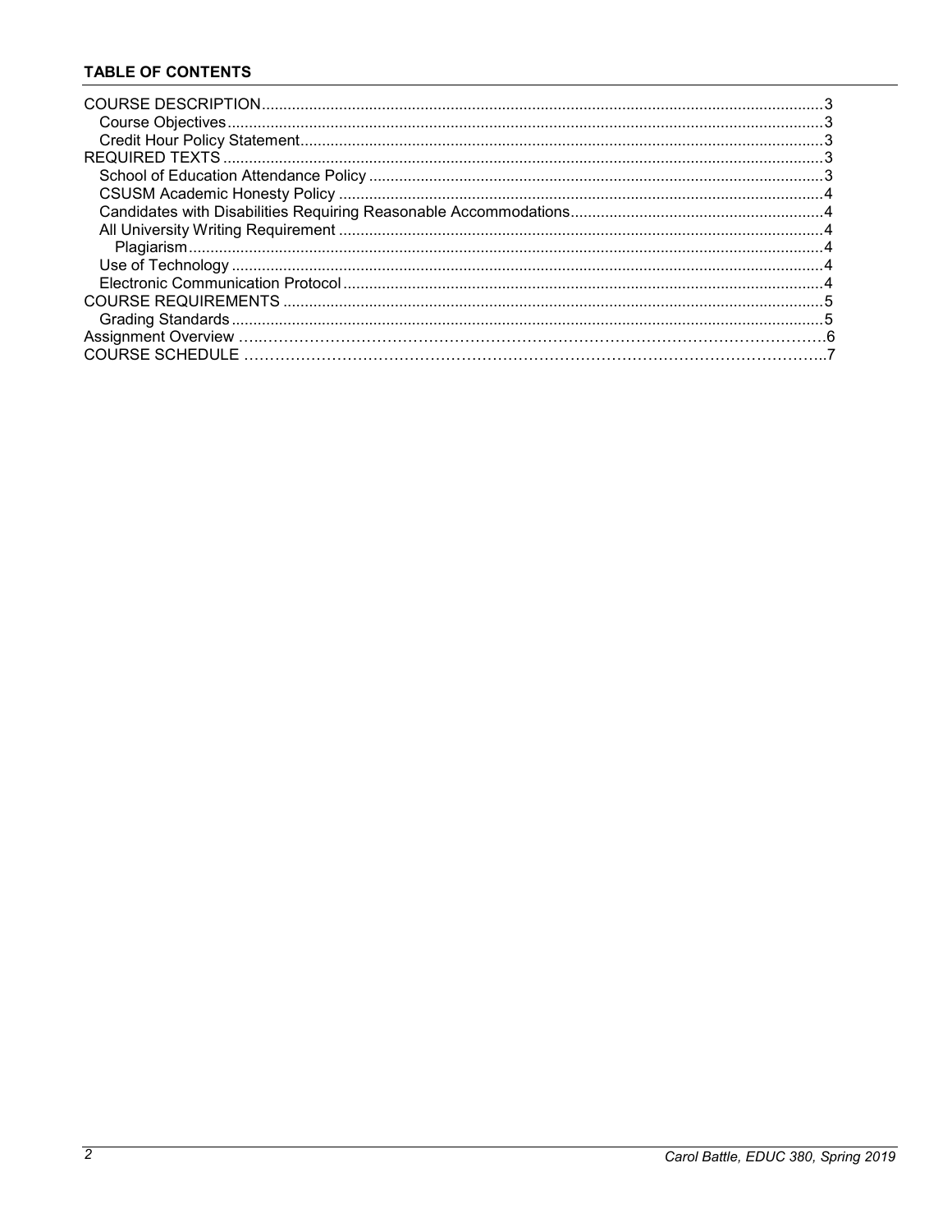**TABLE OF CONTENTS**

COURSE DESCRIPTION..........3
- Course Objectives..........3
- Credit Hour Policy Statement..........3

REQUIRED TEXTS..........3
- School of Education Attendance Policy..........3
- CSUSM Academic Honesty Policy..........4
- Candidates with Disabilities Requiring Reasonable Accommodations..........4
- All University Writing Requirement..........4
  - Plagiarism..........4
- Use of Technology..........4
- Electronic Communication Protocol..........4

COURSE REQUIREMENTS..........5
- Grading Standards..........5

Assignment Overview..........6

COURSE SCHEDULE..........7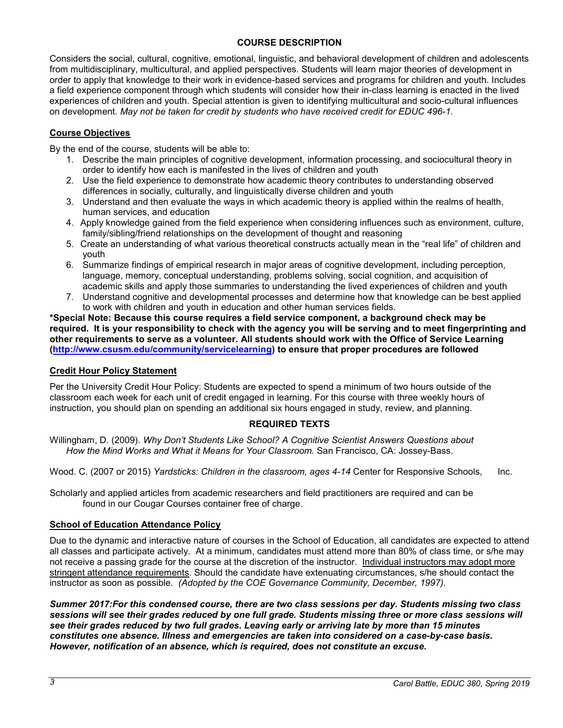## COURSE DESCRIPTION

Considers the social, cultural, cognitive, emotional, linguistic, and behavioral development of children and adolescents from multidisciplinary, multicultural, and applied perspectives. Students will learn major theories of development in order to apply that knowledge to their work in evidence-based services and programs for children and youth. Includes a field experience component through which students will consider how their in-class learning is enacted in the lived experiences of children and youth. Special attention is given to identifying multicultural and socio-cultural influences on development. *May not be taken for credit by students who have received credit for EDUC 496-1.*

### Course Objectives

By the end of the course, students will be able to:

1. Describe the main principles of cognitive development, information processing, and sociocultural theory in order to identify how each is manifested in the lives of children and youth
2. Use the field experience to demonstrate how academic theory contributes to understanding observed differences in socially, culturally, and linguistically diverse children and youth
3. Understand and then evaluate the ways in which academic theory is applied within the realms of health, human services, and education
4. Apply knowledge gained from the field experience when considering influences such as environment, culture, family/sibling/friend relationships on the development of thought and reasoning
5. Create an understanding of what various theoretical constructs actually mean in the "real life" of children and youth
6. Summarize findings of empirical research in major areas of cognitive development, including perception, language, memory, conceptual understanding, problems solving, social cognition, and acquisition of academic skills and apply those summaries to understanding the lived experiences of children and youth
7. Understand cognitive and developmental processes and determine how that knowledge can be best applied to work with children and youth in education and other human services fields.

**\*Special Note: Because this course requires a field service component, a background check may be required. It is your responsibility to check with the agency you will be serving and to meet fingerprinting and other requirements to serve as a volunteer. All students should work with the Office of Service Learning ([http://www.csusm.edu/community/servicelearning](http://www.csusm.edu/community/servicelearning)) to ensure that proper procedures are followed**

### Credit Hour Policy Statement

Per the University Credit Hour Policy: Students are expected to spend a minimum of two hours outside of the classroom each week for each unit of credit engaged in learning. For this course with three weekly hours of instruction, you should plan on spending an additional six hours engaged in study, review, and planning.

## REQUIRED TEXTS

Willingham, D. (2009). *Why Don't Students Like School? A Cognitive Scientist Answers Questions about How the Mind Works and What it Means for Your Classroom.* San Francisco, CA: Jossey-Bass.

Wood. C. (2007 or 2015) *Yardsticks: Children in the classroom, ages 4-14* Center for Responsive Schools, Inc.

Scholarly and applied articles from academic researchers and field practitioners are required and can be found in our Cougar Courses container free of charge.

### School of Education Attendance Policy

Due to the dynamic and interactive nature of courses in the School of Education, all candidates are expected to attend all classes and participate actively. At a minimum, candidates must attend more than 80% of class time, or s/he may not receive a passing grade for the course at the discretion of the instructor. Individual instructors may adopt more stringent attendance requirements. Should the candidate have extenuating circumstances, s/he should contact the instructor as soon as possible. *(Adopted by the COE Governance Community, December, 1997).*

***Summer 2017:For this condensed course, there are two class sessions per day. Students missing two class sessions will see their grades reduced by one full grade. Students missing three or more class sessions will see their grades reduced by two full grades. Leaving early or arriving late by more than 15 minutes constitutes one absence. Illness and emergencies are taken into considered on a case-by-case basis. However, notification of an absence, which is required, does not constitute an excuse.***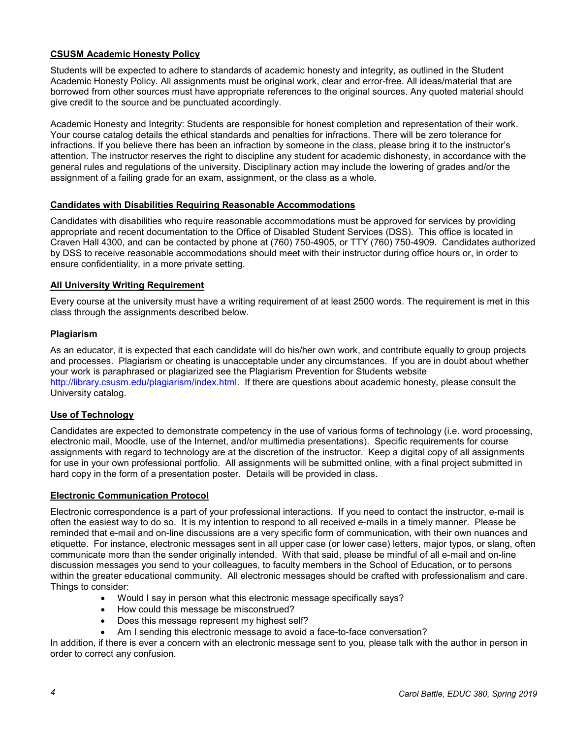## CSUSM Academic Honesty Policy

Students will be expected to adhere to standards of academic honesty and integrity, as outlined in the Student Academic Honesty Policy. All assignments must be original work, clear and error-free. All ideas/material that are borrowed from other sources must have appropriate references to the original sources. Any quoted material should give credit to the source and be punctuated accordingly.

Academic Honesty and Integrity: Students are responsible for honest completion and representation of their work. Your course catalog details the ethical standards and penalties for infractions. There will be zero tolerance for infractions. If you believe there has been an infraction by someone in the class, please bring it to the instructor's attention. The instructor reserves the right to discipline any student for academic dishonesty, in accordance with the general rules and regulations of the university. Disciplinary action may include the lowering of grades and/or the assignment of a failing grade for an exam, assignment, or the class as a whole.

## Candidates with Disabilities Requiring Reasonable Accommodations

Candidates with disabilities who require reasonable accommodations must be approved for services by providing appropriate and recent documentation to the Office of Disabled Student Services (DSS). This office is located in Craven Hall 4300, and can be contacted by phone at (760) 750-4905, or TTY (760) 750-4909. Candidates authorized by DSS to receive reasonable accommodations should meet with their instructor during office hours or, in order to ensure confidentiality, in a more private setting.

## All University Writing Requirement

Every course at the university must have a writing requirement of at least 2500 words. The requirement is met in this class through the assignments described below.

### Plagiarism

As an educator, it is expected that each candidate will do his/her own work, and contribute equally to group projects and processes. Plagiarism or cheating is unacceptable under any circumstances. If you are in doubt about whether your work is paraphrased or plagiarized see the Plagiarism Prevention for Students website http://library.csusm.edu/plagiarism/index.html. If there are questions about academic honesty, please consult the University catalog.

## Use of Technology

Candidates are expected to demonstrate competency in the use of various forms of technology (i.e. word processing, electronic mail, Moodle, use of the Internet, and/or multimedia presentations). Specific requirements for course assignments with regard to technology are at the discretion of the instructor. Keep a digital copy of all assignments for use in your own professional portfolio. All assignments will be submitted online, with a final project submitted in hard copy in the form of a presentation poster. Details will be provided in class.

## Electronic Communication Protocol

Electronic correspondence is a part of your professional interactions. If you need to contact the instructor, e-mail is often the easiest way to do so. It is my intention to respond to all received e-mails in a timely manner. Please be reminded that e-mail and on-line discussions are a very specific form of communication, with their own nuances and etiquette. For instance, electronic messages sent in all upper case (or lower case) letters, major typos, or slang, often communicate more than the sender originally intended. With that said, please be mindful of all e-mail and on-line discussion messages you send to your colleagues, to faculty members in the School of Education, or to persons within the greater educational community. All electronic messages should be crafted with professionalism and care. Things to consider:

- Would I say in person what this electronic message specifically says?
- How could this message be misconstrued?
- Does this message represent my highest self?
- Am I sending this electronic message to avoid a face-to-face conversation?

In addition, if there is ever a concern with an electronic message sent to you, please talk with the author in person in order to correct any confusion.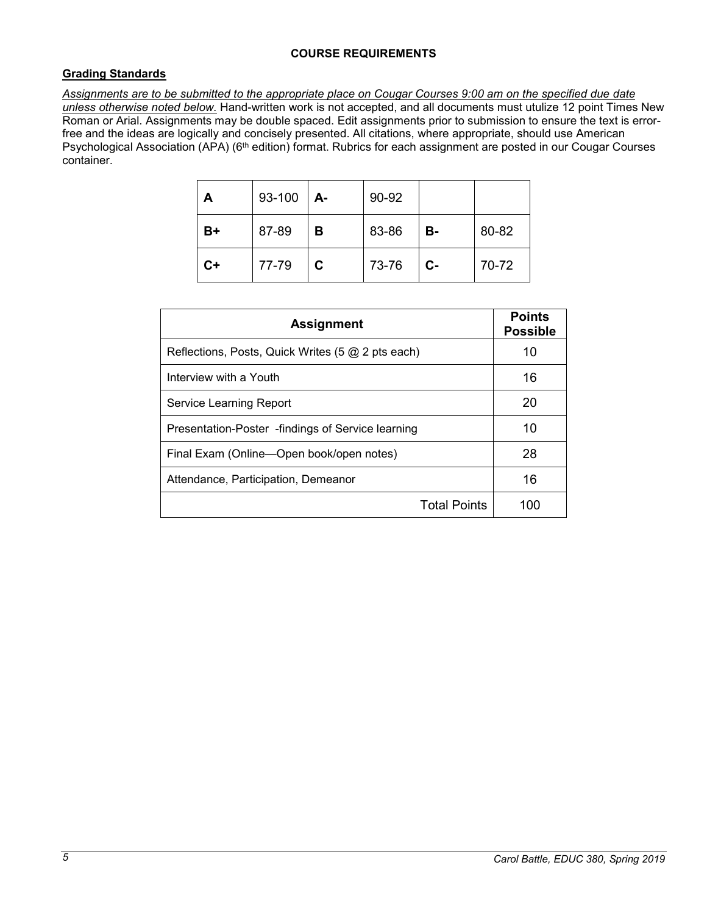**COURSE REQUIREMENTS**

**Grading Standards**

*Assignments are to be submitted to the appropriate place on Cougar Courses 9:00 am on the specified due date unless otherwise noted below.* Hand-written work is not accepted, and all documents must utulize 12 point Times New Roman or Arial. Assignments may be double spaced. Edit assignments prior to submission to ensure the text is error-free and the ideas are logically and concisely presented. All citations, where appropriate, should use American Psychological Association (APA) (6th edition) format. Rubrics for each assignment are posted in our Cougar Courses container.

| | | | | | |
|---|---|---|---|---|---|
| **A** | 93-100 | **A-** | 90-92 | | |
| **B+** | 87-89 | **B** | 83-86 | **B-** | 80-82 |
| **C+** | 77-79 | **C** | 73-76 | **C-** | 70-72 |

| Assignment | Points Possible |
|---|---|
| Reflections, Posts, Quick Writes (5 @ 2 pts each) | 10 |
| Interview with a Youth | 16 |
| Service Learning Report | 20 |
| Presentation-Poster -findings of Service learning | 10 |
| Final Exam (Online—Open book/open notes) | 28 |
| Attendance, Participation, Demeanor | 16 |
| Total Points | 100 |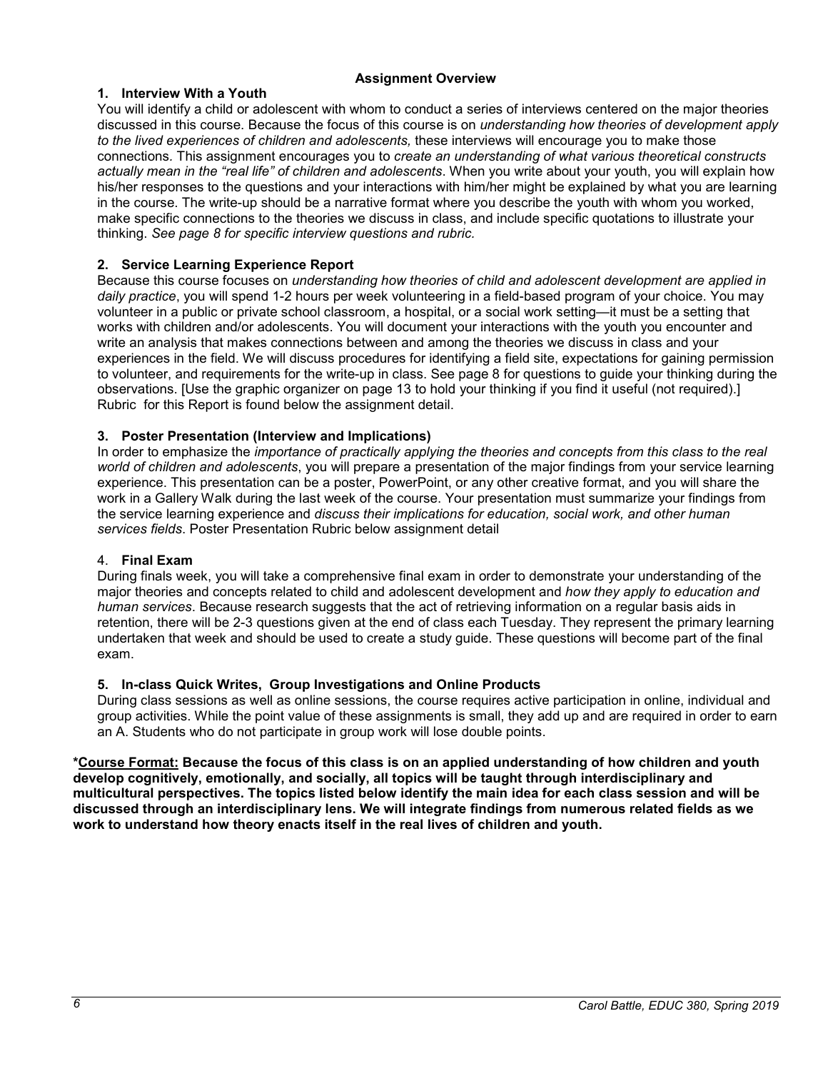## Assignment Overview

### 1. Interview With a Youth

You will identify a child or adolescent with whom to conduct a series of interviews centered on the major theories discussed in this course. Because the focus of this course is on *understanding how theories of development apply to the lived experiences of children and adolescents,* these interviews will encourage you to make those connections. This assignment encourages you to *create an understanding of what various theoretical constructs actually mean in the "real life" of children and adolescents*. When you write about your youth, you will explain how his/her responses to the questions and your interactions with him/her might be explained by what you are learning in the course. The write-up should be a narrative format where you describe the youth with whom you worked, make specific connections to the theories we discuss in class, and include specific quotations to illustrate your thinking. *See page 8 for specific interview questions and rubric.*

### 2. Service Learning Experience Report

Because this course focuses on *understanding how theories of child and adolescent development are applied in daily practice*, you will spend 1-2 hours per week volunteering in a field-based program of your choice. You may volunteer in a public or private school classroom, a hospital, or a social work setting—it must be a setting that works with children and/or adolescents. You will document your interactions with the youth you encounter and write an analysis that makes connections between and among the theories we discuss in class and your experiences in the field. We will discuss procedures for identifying a field site, expectations for gaining permission to volunteer, and requirements for the write-up in class. See page 8 for questions to guide your thinking during the observations. [Use the graphic organizer on page 13 to hold your thinking if you find it useful (not required).] Rubric for this Report is found below the assignment detail.

### 3. Poster Presentation (Interview and Implications)

In order to emphasize the *importance of practically applying the theories and concepts from this class to the real world of children and adolescents*, you will prepare a presentation of the major findings from your service learning experience. This presentation can be a poster, PowerPoint, or any other creative format, and you will share the work in a Gallery Walk during the last week of the course. Your presentation must summarize your findings from the service learning experience and *discuss their implications for education, social work, and other human services fields*. Poster Presentation Rubric below assignment detail

### 4. Final Exam

During finals week, you will take a comprehensive final exam in order to demonstrate your understanding of the major theories and concepts related to child and adolescent development and *how they apply to education and human services*. Because research suggests that the act of retrieving information on a regular basis aids in retention, there will be 2-3 questions given at the end of class each Tuesday. They represent the primary learning undertaken that week and should be used to create a study guide. These questions will become part of the final exam.

### 5. In-class Quick Writes, Group Investigations and Online Products

During class sessions as well as online sessions, the course requires active participation in online, individual and group activities. While the point value of these assignments is small, they add up and are required in order to earn an A. Students who do not participate in group work will lose double points.

**\*<u>Course Format:</u> Because the focus of this class is on an applied understanding of how children and youth develop cognitively, emotionally, and socially, all topics will be taught through interdisciplinary and multicultural perspectives. The topics listed below identify the main idea for each class session and will be discussed through an interdisciplinary lens. We will integrate findings from numerous related fields as we work to understand how theory enacts itself in the real lives of children and youth.**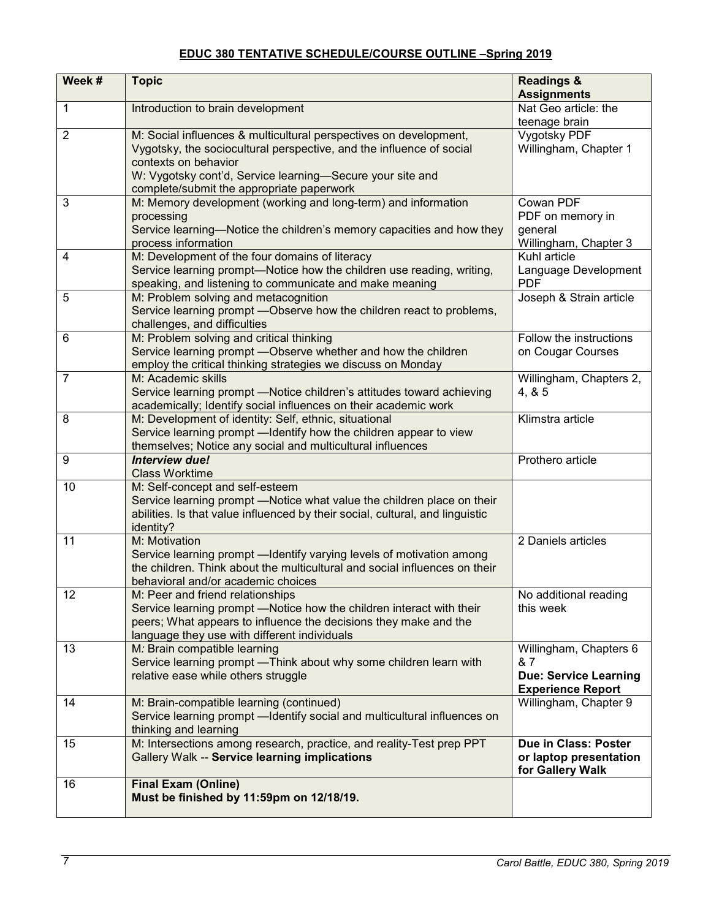## EDUC 380 TENTATIVE SCHEDULE/COURSE OUTLINE –Spring 2019

| Week # | Topic | Readings & Assignments |
|---|---|---|
| 1 | Introduction to brain development | Nat Geo article: the teenage brain |
| 2 | M: Social influences & multicultural perspectives on development, Vygotsky, the sociocultural perspective, and the influence of social contexts on behavior<br>W: Vygotsky cont'd, Service learning—Secure your site and complete/submit the appropriate paperwork | Vygotsky PDF<br>Willingham, Chapter 1 |
| 3 | M: Memory development (working and long-term) and information processing<br>Service learning—Notice the children's memory capacities and how they process information | Cowan PDF<br>PDF on memory in general<br>Willingham, Chapter 3 |
| 4 | M: Development of the four domains of literacy<br>Service learning prompt—Notice how the children use reading, writing, speaking, and listening to communicate and make meaning | Kuhl article<br>Language Development PDF |
| 5 | M: Problem solving and metacognition<br>Service learning prompt —Observe how the children react to problems, challenges, and difficulties | Joseph & Strain article |
| 6 | M: Problem solving and critical thinking<br>Service learning prompt —Observe whether and how the children employ the critical thinking strategies we discuss on Monday | Follow the instructions on Cougar Courses |
| 7 | M: Academic skills<br>Service learning prompt —Notice children's attitudes toward achieving academically; Identify social influences on their academic work | Willingham, Chapters 2, 4, & 5 |
| 8 | M: Development of identity: Self, ethnic, situational<br>Service learning prompt —Identify how the children appear to view themselves; Notice any social and multicultural influences | Klimstra article |
| 9 | ***Interview due!***<br>Class Worktime | Prothero article |
| 10 | M: Self-concept and self-esteem<br>Service learning prompt —Notice what value the children place on their abilities. Is that value influenced by their social, cultural, and linguistic identity? | |
| 11 | M: Motivation<br>Service learning prompt —Identify varying levels of motivation among the children. Think about the multicultural and social influences on their behavioral and/or academic choices | 2 Daniels articles |
| 12 | M: Peer and friend relationships<br>Service learning prompt —Notice how the children interact with their peers; What appears to influence the decisions they make and the language they use with different individuals | No additional reading this week |
| 13 | M: Brain compatible learning<br>Service learning prompt —Think about why some children learn with relative ease while others struggle | Willingham, Chapters 6 & 7<br>**Due: Service Learning Experience Report** |
| 14 | M: Brain-compatible learning (continued)<br>Service learning prompt —Identify social and multicultural influences on thinking and learning | Willingham, Chapter 9 |
| 15 | M: Intersections among research, practice, and reality-Test prep PPT<br>Gallery Walk -- **Service learning implications** | **Due in Class: Poster or laptop presentation for Gallery Walk** |
| 16 | **Final Exam (Online)**<br>**Must be finished by 11:59pm on 12/18/19.** | |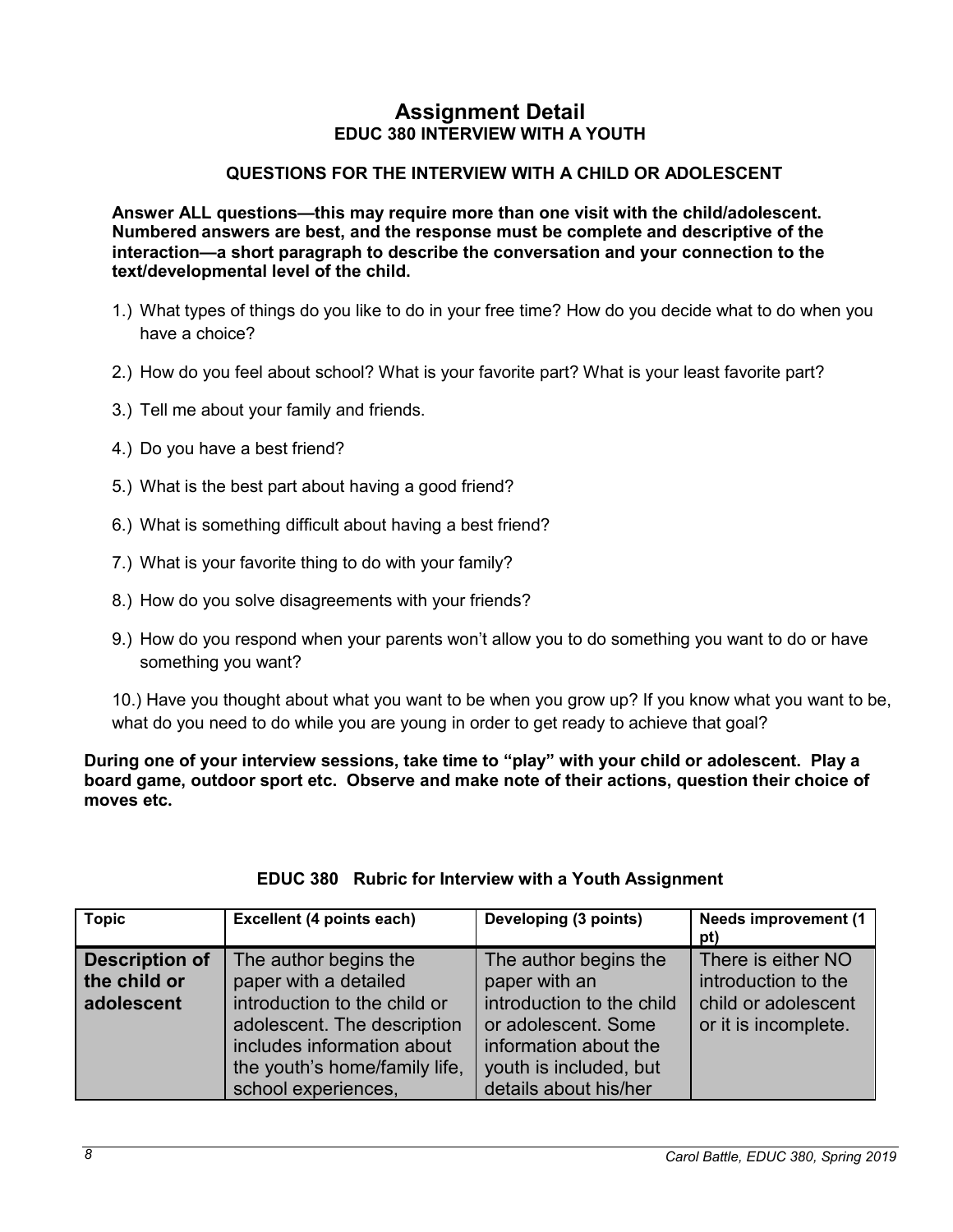## Assignment Detail

### EDUC 380 INTERVIEW WITH A YOUTH

#### QUESTIONS FOR THE INTERVIEW WITH A CHILD OR ADOLESCENT

**Answer ALL questions—this may require more than one visit with the child/adolescent. Numbered answers are best, and the response must be complete and descriptive of the interaction—a short paragraph to describe the conversation and your connection to the text/developmental level of the child.**

1.) What types of things do you like to do in your free time? How do you decide what to do when you have a choice?

2.) How do you feel about school? What is your favorite part? What is your least favorite part?

3.) Tell me about your family and friends.

4.) Do you have a best friend?

5.) What is the best part about having a good friend?

6.) What is something difficult about having a best friend?

7.) What is your favorite thing to do with your family?

8.) How do you solve disagreements with your friends?

9.) How do you respond when your parents won't allow you to do something you want to do or have something you want?

10.) Have you thought about what you want to be when you grow up? If you know what you want to be, what do you need to do while you are young in order to get ready to achieve that goal?

**During one of your interview sessions, take time to "play" with your child or adolescent. Play a board game, outdoor sport etc. Observe and make note of their actions, question their choice of moves etc.**

**EDUC 380 Rubric for Interview with a Youth Assignment**

| Topic | Excellent (4 points each) | Developing (3 points) | Needs improvement (1 pt) |
|---|---|---|---|
| **Description of the child or adolescent** | The author begins the paper with a detailed introduction to the child or adolescent. The description includes information about the youth's home/family life, school experiences, | The author begins the paper with an introduction to the child or adolescent. Some information about the youth is included, but details about his/her | There is either NO introduction to the child or adolescent or it is incomplete. |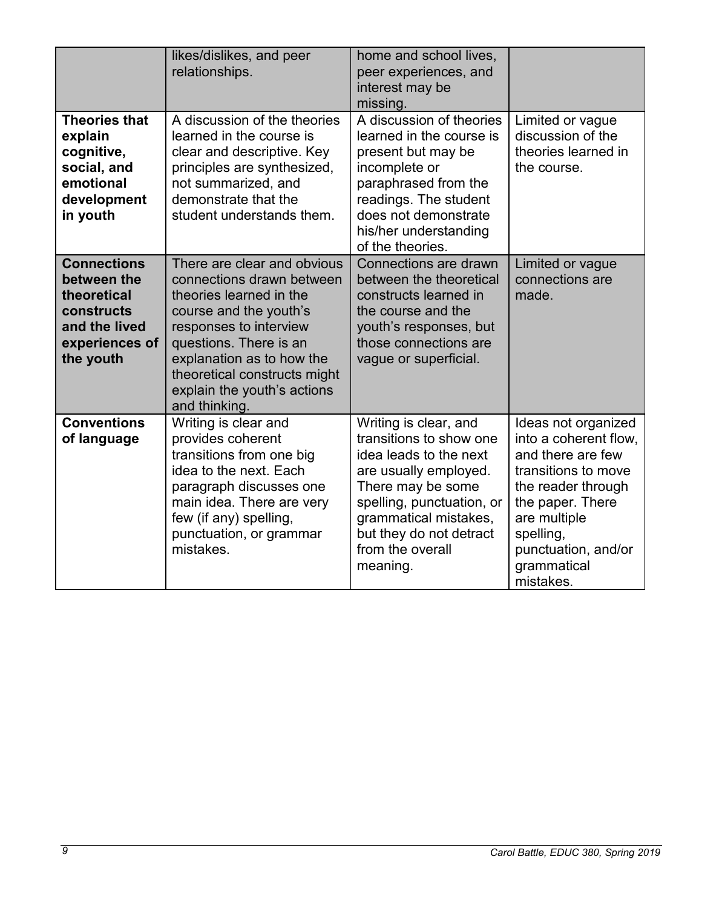| | | | |
|---|---|---|---|
| | likes/dislikes, and peer relationships. | home and school lives, peer experiences, and interest may be missing. | |
| **Theories that explain cognitive, social, and emotional development in youth** | A discussion of the theories learned in the course is clear and descriptive. Key principles are synthesized, not summarized, and demonstrate that the student understands them. | A discussion of theories learned in the course is present but may be incomplete or paraphrased from the readings. The student does not demonstrate his/her understanding of the theories. | Limited or vague discussion of the theories learned in the course. |
| **Connections between the theoretical constructs and the lived experiences of the youth** | There are clear and obvious connections drawn between theories learned in the course and the youth's responses to interview questions. There is an explanation as to how the theoretical constructs might explain the youth's actions and thinking. | Connections are drawn between the theoretical constructs learned in the course and the youth's responses, but those connections are vague or superficial. | Limited or vague connections are made. |
| **Conventions of language** | Writing is clear and provides coherent transitions from one big idea to the next. Each paragraph discusses one main idea. There are very few (if any) spelling, punctuation, or grammar mistakes. | Writing is clear, and transitions to show one idea leads to the next are usually employed. There may be some spelling, punctuation, or grammatical mistakes, but they do not detract from the overall meaning. | Ideas not organized into a coherent flow, and there are few transitions to move the reader through the paper. There are multiple spelling, punctuation, and/or grammatical mistakes. |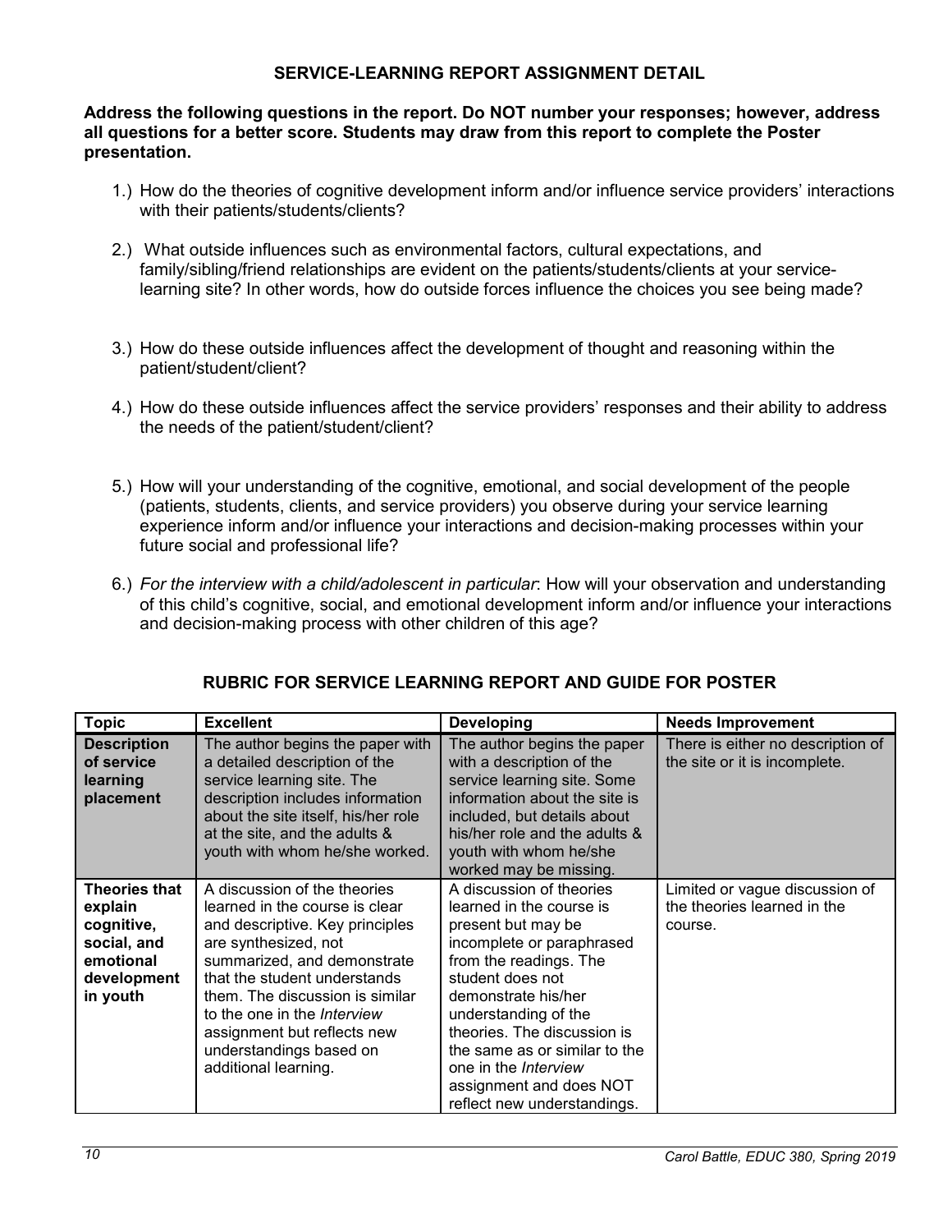## SERVICE-LEARNING REPORT ASSIGNMENT DETAIL

**Address the following questions in the report. Do NOT number your responses; however, address all questions for a better score. Students may draw from this report to complete the Poster presentation.**

1.) How do the theories of cognitive development inform and/or influence service providers' interactions with their patients/students/clients?

2.) What outside influences such as environmental factors, cultural expectations, and family/sibling/friend relationships are evident on the patients/students/clients at your service-learning site? In other words, how do outside forces influence the choices you see being made?

3.) How do these outside influences affect the development of thought and reasoning within the patient/student/client?

4.) How do these outside influences affect the service providers' responses and their ability to address the needs of the patient/student/client?

5.) How will your understanding of the cognitive, emotional, and social development of the people (patients, students, clients, and service providers) you observe during your service learning experience inform and/or influence your interactions and decision-making processes within your future social and professional life?

6.) *For the interview with a child/adolescent in particular*: How will your observation and understanding of this child's cognitive, social, and emotional development inform and/or influence your interactions and decision-making process with other children of this age?

## RUBRIC FOR SERVICE LEARNING REPORT AND GUIDE FOR POSTER

| Topic | Excellent | Developing | Needs Improvement |
|---|---|---|---|
| **Description of service learning placement** | The author begins the paper with a detailed description of the service learning site. The description includes information about the site itself, his/her role at the site, and the adults & youth with whom he/she worked. | The author begins the paper with a description of the service learning site. Some information about the site is included, but details about his/her role and the adults & youth with whom he/she worked may be missing. | There is either no description of the site or it is incomplete. |
| **Theories that explain cognitive, social, and emotional development in youth** | A discussion of the theories learned in the course is clear and descriptive. Key principles are synthesized, not summarized, and demonstrate that the student understands them. The discussion is similar to the one in the *Interview* assignment but reflects new understandings based on additional learning. | A discussion of theories learned in the course is present but may be incomplete or paraphrased from the readings. The student does not demonstrate his/her understanding of the theories. The discussion is the same as or similar to the one in the *Interview* assignment and does NOT reflect new understandings. | Limited or vague discussion of the theories learned in the course. |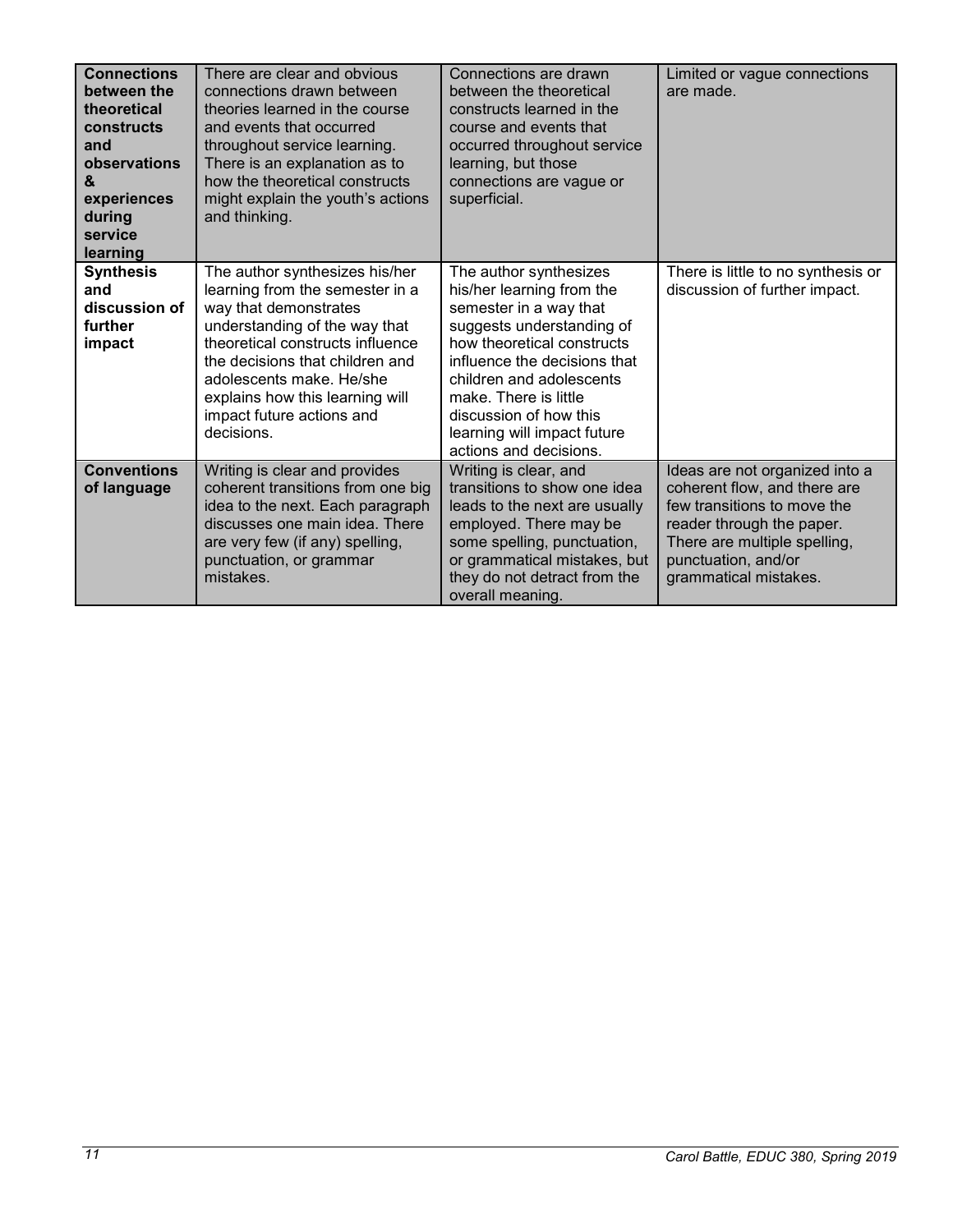| **Connections between the theoretical constructs and observations & experiences during service learning** | There are clear and obvious connections drawn between theories learned in the course and events that occurred throughout service learning. There is an explanation as to how the theoretical constructs might explain the youth's actions and thinking. | Connections are drawn between the theoretical constructs learned in the course and events that occurred throughout service learning, but those connections are vague or superficial. | Limited or vague connections are made. |
|---|---|---|---|
| **Synthesis and discussion of further impact** | The author synthesizes his/her learning from the semester in a way that demonstrates understanding of the way that theoretical constructs influence the decisions that children and adolescents make. He/she explains how this learning will impact future actions and decisions. | The author synthesizes his/her learning from the semester in a way that suggests understanding of how theoretical constructs influence the decisions that children and adolescents make. There is little discussion of how this learning will impact future actions and decisions. | There is little to no synthesis or discussion of further impact. |
| **Conventions of language** | Writing is clear and provides coherent transitions from one big idea to the next. Each paragraph discusses one main idea. There are very few (if any) spelling, punctuation, or grammar mistakes. | Writing is clear, and transitions to show one idea leads to the next are usually employed. There may be some spelling, punctuation, or grammatical mistakes, but they do not detract from the overall meaning. | Ideas are not organized into a coherent flow, and there are few transitions to move the reader through the paper. There are multiple spelling, punctuation, and/or grammatical mistakes. |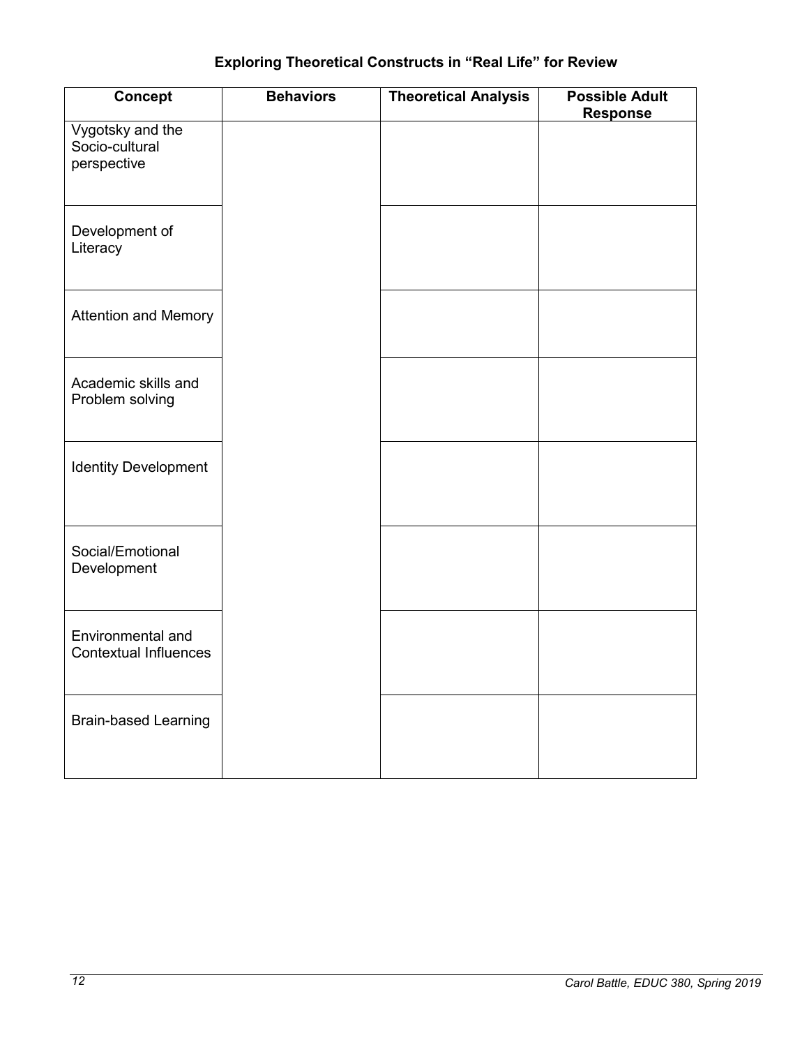### Exploring Theoretical Constructs in "Real Life" for Review

| Concept | Behaviors | Theoretical Analysis | Possible Adult Response |
| --- | --- | --- | --- |
| Vygotsky and the Socio-cultural perspective | | | |
| Development of Literacy | | | |
| Attention and Memory | | | |
| Academic skills and Problem solving | | | |
| Identity Development | | | |
| Social/Emotional Development | | | |
| Environmental and Contextual Influences | | | |
| Brain-based Learning | | | |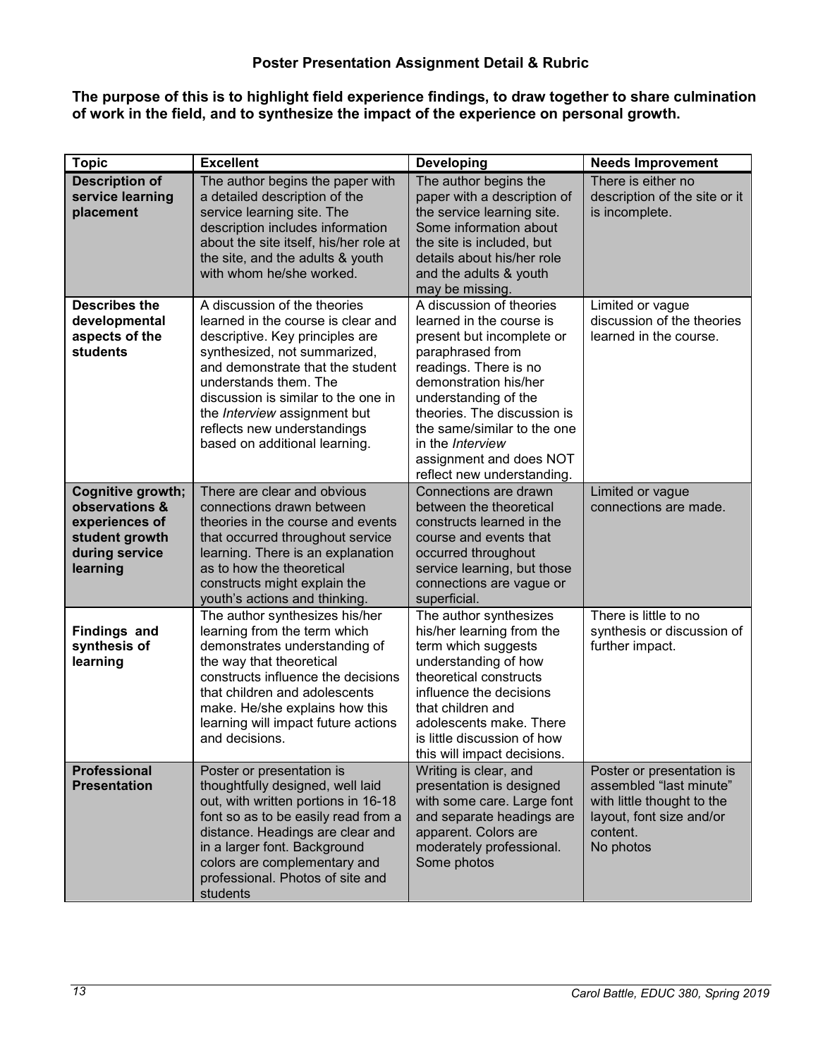## Poster Presentation Assignment Detail & Rubric

**The purpose of this is to highlight field experience findings, to draw together to share culmination of work in the field, and to synthesize the impact of the experience on personal growth.**

| Topic | Excellent | Developing | Needs Improvement |
|---|---|---|---|
| **Description of service learning placement** | The author begins the paper with a detailed description of the service learning site. The description includes information about the site itself, his/her role at the site, and the adults & youth with whom he/she worked. | The author begins the paper with a description of the service learning site. Some information about the site is included, but details about his/her role and the adults & youth may be missing. | There is either no description of the site or it is incomplete. |
| **Describes the developmental aspects of the students** | A discussion of the theories learned in the course is clear and descriptive. Key principles are synthesized, not summarized, and demonstrate that the student understands them. The discussion is similar to the one in the *Interview* assignment but reflects new understandings based on additional learning. | A discussion of theories learned in the course is present but incomplete or paraphrased from readings. There is no demonstration his/her understanding of the theories. The discussion is the same/similar to the one in the *Interview* assignment and does NOT reflect new understanding. | Limited or vague discussion of the theories learned in the course. |
| **Cognitive growth; observations & experiences of student growth during service learning** | There are clear and obvious connections drawn between theories in the course and events that occurred throughout service learning. There is an explanation as to how the theoretical constructs might explain the youth's actions and thinking. | Connections are drawn between the theoretical constructs learned in the course and events that occurred throughout service learning, but those connections are vague or superficial. | Limited or vague connections are made. |
| **Findings and synthesis of learning** | The author synthesizes his/her learning from the term which demonstrates understanding of the way that theoretical constructs influence the decisions that children and adolescents make. He/she explains how this learning will impact future actions and decisions. | The author synthesizes his/her learning from the term which suggests understanding of how theoretical constructs influence the decisions that children and adolescents make. There is little discussion of how this will impact decisions. | There is little to no synthesis or discussion of further impact. |
| **Professional Presentation** | Poster or presentation is thoughtfully designed, well laid out, with written portions in 16-18 font so as to be easily read from a distance. Headings are clear and in a larger font. Background colors are complementary and professional. Photos of site and students | Writing is clear, and presentation is designed with some care. Large font and separate headings are apparent. Colors are moderately professional. Some photos | Poster or presentation is assembled "last minute" with little thought to the layout, font size and/or content. No photos |